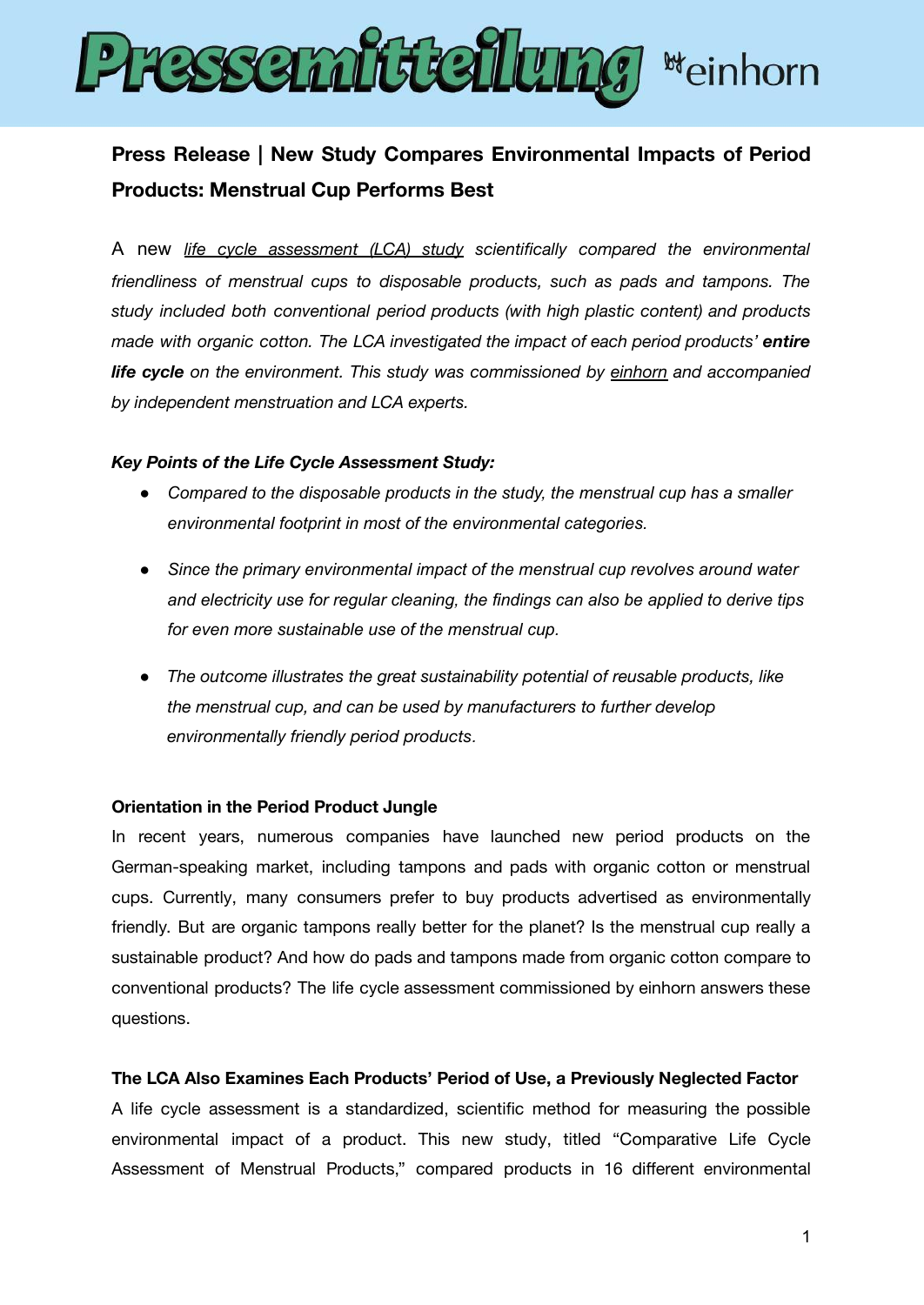# Pressemitteilung by einhorn

## Press Release | New Study Compares Environmental Impacts of Period Products: Menstrual Cup Performs Best

A new *life cycle assessment (LCA) study scientifically compared the environmental friendliness of menstrual cups to disposable products, such as pads and tampons. The study included both conventional period products (with high plastic content) and products made with organic cotton. The LCA investigated the impact of each period products' **entire life cycle** on the environment. This study was commissioned by einhorn and accompanied by independent menstruation and LCA experts.*

***Key Points of the Life Cycle Assessment Study:***

- *Compared to the disposable products in the study, the menstrual cup has a smaller environmental footprint in most of the environmental categories.*
- *Since the primary environmental impact of the menstrual cup revolves around water and electricity use for regular cleaning, the findings can also be applied to derive tips for even more sustainable use of the menstrual cup.*
- *The outcome illustrates the great sustainability potential of reusable products, like the menstrual cup, and can be used by manufacturers to further develop environmentally friendly period products.*

**Orientation in the Period Product Jungle**

In recent years, numerous companies have launched new period products on the German-speaking market, including tampons and pads with organic cotton or menstrual cups. Currently, many consumers prefer to buy products advertised as environmentally friendly. But are organic tampons really better for the planet? Is the menstrual cup really a sustainable product? And how do pads and tampons made from organic cotton compare to conventional products? The life cycle assessment commissioned by einhorn answers these questions.

**The LCA Also Examines Each Products' Period of Use, a Previously Neglected Factor**

A life cycle assessment is a standardized, scientific method for measuring the possible environmental impact of a product. This new study, titled "Comparative Life Cycle Assessment of Menstrual Products," compared products in 16 different environmental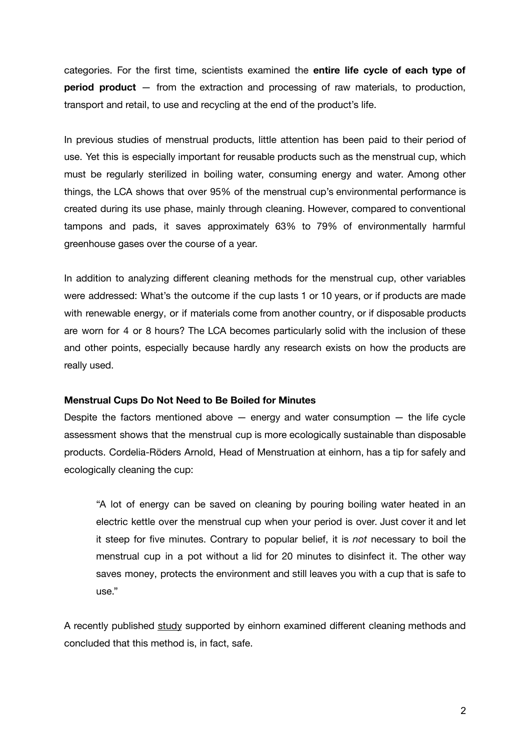categories. For the first time, scientists examined the **entire life cycle of each type of period product** — from the extraction and processing of raw materials, to production, transport and retail, to use and recycling at the end of the product's life.

In previous studies of menstrual products, little attention has been paid to their period of use. Yet this is especially important for reusable products such as the menstrual cup, which must be regularly sterilized in boiling water, consuming energy and water. Among other things, the LCA shows that over 95% of the menstrual cup's environmental performance is created during its use phase, mainly through cleaning. However, compared to conventional tampons and pads, it saves approximately 63% to 79% of environmentally harmful greenhouse gases over the course of a year.

In addition to analyzing different cleaning methods for the menstrual cup, other variables were addressed: What's the outcome if the cup lasts 1 or 10 years, or if products are made with renewable energy, or if materials come from another country, or if disposable products are worn for 4 or 8 hours? The LCA becomes particularly solid with the inclusion of these and other points, especially because hardly any research exists on how the products are really used.

**Menstrual Cups Do Not Need to Be Boiled for Minutes**

Despite the factors mentioned above — energy and water consumption — the life cycle assessment shows that the menstrual cup is more ecologically sustainable than disposable products. Cordelia-Röders Arnold, Head of Menstruation at einhorn, has a tip for safely and ecologically cleaning the cup:

> "A lot of energy can be saved on cleaning by pouring boiling water heated in an electric kettle over the menstrual cup when your period is over. Just cover it and let it steep for five minutes. Contrary to popular belief, it is *not* necessary to boil the menstrual cup in a pot without a lid for 20 minutes to disinfect it. The other way saves money, protects the environment and still leaves you with a cup that is safe to use."

A recently published study supported by einhorn examined different cleaning methods and concluded that this method is, in fact, safe.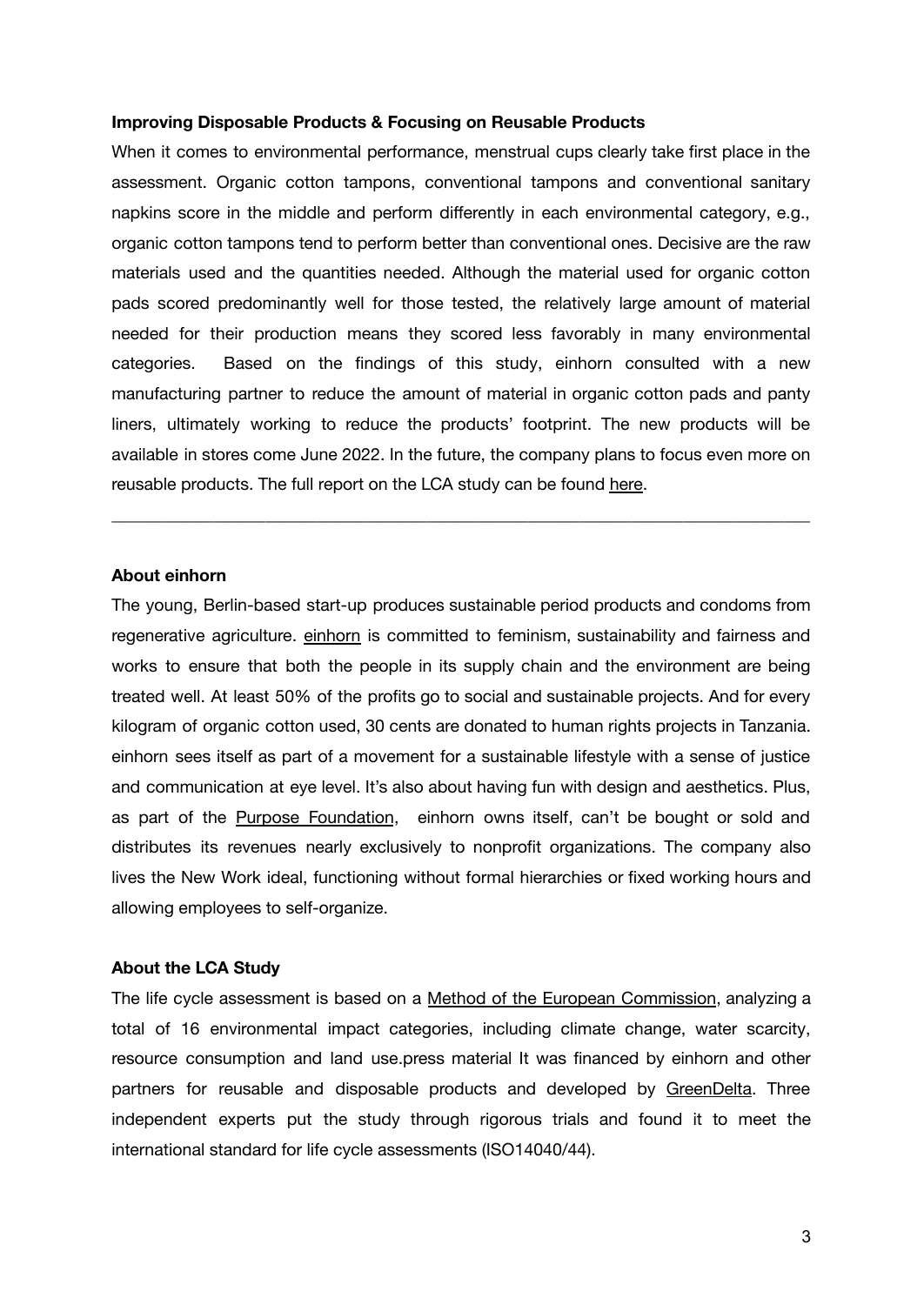**Improving Disposable Products & Focusing on Reusable Products**

When it comes to environmental performance, menstrual cups clearly take first place in the assessment. Organic cotton tampons, conventional tampons and conventional sanitary napkins score in the middle and perform differently in each environmental category, e.g., organic cotton tampons tend to perform better than conventional ones. Decisive are the raw materials used and the quantities needed. Although the material used for organic cotton pads scored predominantly well for those tested, the relatively large amount of material needed for their production means they scored less favorably in many environmental categories. Based on the findings of this study, einhorn consulted with a new manufacturing partner to reduce the amount of material in organic cotton pads and panty liners, ultimately working to reduce the products' footprint. The new products will be available in stores come June 2022. In the future, the company plans to focus even more on reusable products. The full report on the LCA study can be found here.

---

**About einhorn**

The young, Berlin-based start-up produces sustainable period products and condoms from regenerative agriculture. einhorn is committed to feminism, sustainability and fairness and works to ensure that both the people in its supply chain and the environment are being treated well. At least 50% of the profits go to social and sustainable projects. And for every kilogram of organic cotton used, 30 cents are donated to human rights projects in Tanzania. einhorn sees itself as part of a movement for a sustainable lifestyle with a sense of justice and communication at eye level. It's also about having fun with design and aesthetics. Plus, as part of the Purpose Foundation, einhorn owns itself, can't be bought or sold and distributes its revenues nearly exclusively to nonprofit organizations. The company also lives the New Work ideal, functioning without formal hierarchies or fixed working hours and allowing employees to self-organize.

**About the LCA Study**

The life cycle assessment is based on a Method of the European Commission, analyzing a total of 16 environmental impact categories, including climate change, water scarcity, resource consumption and land use.press material It was financed by einhorn and other partners for reusable and disposable products and developed by GreenDelta. Three independent experts put the study through rigorous trials and found it to meet the international standard for life cycle assessments (ISO14040/44).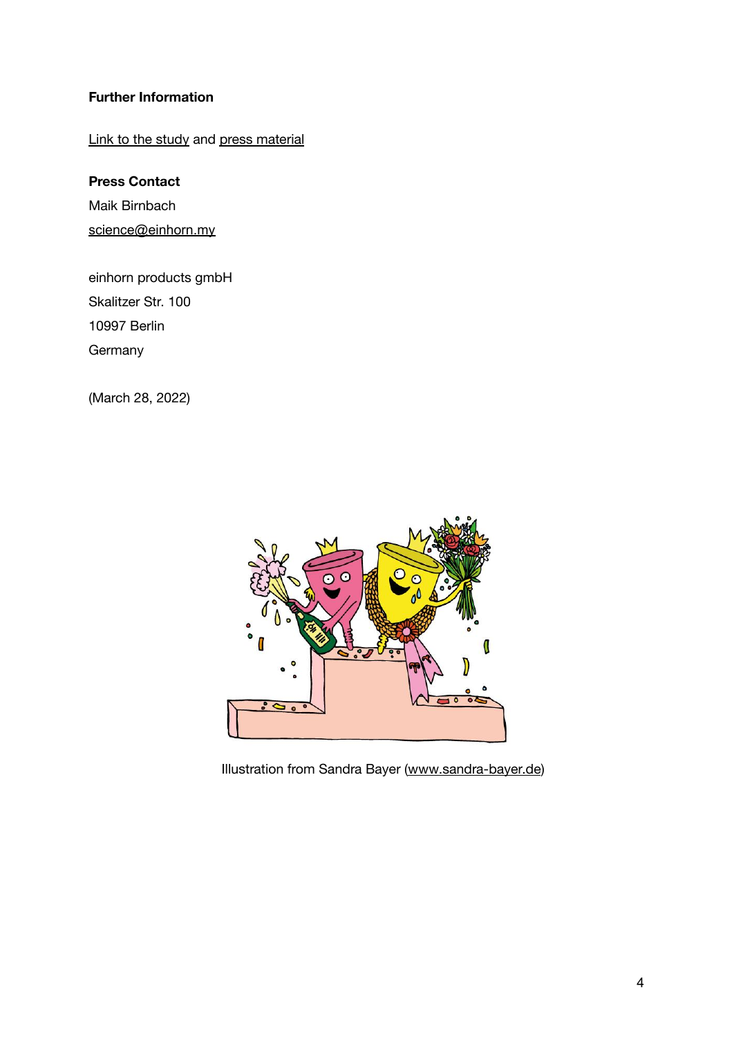**Further Information**

Link to the study and press material

**Press Contact**

Maik Birnbach

science@einhorn.my

einhorn products gmbH

Skalitzer Str. 100

10997 Berlin

Germany

(March 28, 2022)

Illustration from Sandra Bayer (www.sandra-bayer.de)